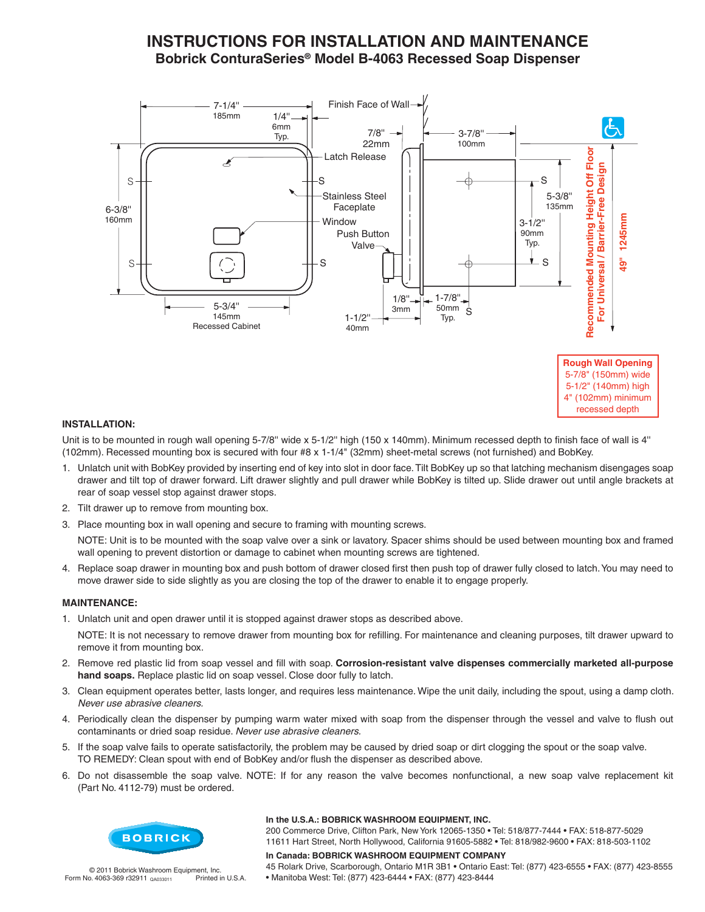# INSTRUCTIONS FOR INSTALLATION AND MAINTENANCE

## Bobrick ConturaSeries® Model B-4063 Recessed Soap Dispenser

7-1/4" 185mm · 1/4" 6mm Typ. · Finish Face of Wall · 7/8" 22mm · 3-7/8" 100mm · Latch Release · Stainless Steel Faceplate · Window · Push Button · Valve · 6-3/8" 160mm · 5-3/8" 135mm · 3-1/2" 90mm Typ. · 5-3/4" 145mm Recessed Cabinet · 1-1/2" 40mm · 1/8" 3mm · 1-7/8" 50mm Typ.

Recommended Mounting Height Off Floor For Universal / Barrier-Free Design: 49" 1245mm

**Rough Wall Opening**
5-7/8" (150mm) wide
5-1/2" (140mm) high
4" (102mm) minimum recessed depth

### INSTALLATION:

Unit is to be mounted in rough wall opening 5-7/8" wide x 5-1/2" high (150 x 140mm). Minimum recessed depth to finish face of wall is 4" (102mm). Recessed mounting box is secured with four #8 x 1-1/4" (32mm) sheet-metal screws (not furnished) and BobKey.

1. Unlatch unit with BobKey provided by inserting end of key into slot in door face. Tilt BobKey up so that latching mechanism disengages soap drawer and tilt top of drawer forward. Lift drawer slightly and pull drawer while BobKey is tilted up. Slide drawer out until angle brackets at rear of soap vessel stop against drawer stops.
2. Tilt drawer up to remove from mounting box.
3. Place mounting box in wall opening and secure to framing with mounting screws.

   NOTE: Unit is to be mounted with the soap valve over a sink or lavatory. Spacer shims should be used between mounting box and framed wall opening to prevent distortion or damage to cabinet when mounting screws are tightened.
4. Replace soap drawer in mounting box and push bottom of drawer closed first then push top of drawer fully closed to latch. You may need to move drawer side to side slightly as you are closing the top of the drawer to enable it to engage properly.

### MAINTENANCE:

1. Unlatch unit and open drawer until it is stopped against drawer stops as described above.

   NOTE: It is not necessary to remove drawer from mounting box for refilling. For maintenance and cleaning purposes, tilt drawer upward to remove it from mounting box.
2. Remove red plastic lid from soap vessel and fill with soap. **Corrosion-resistant valve dispenses commercially marketed all-purpose hand soaps.** Replace plastic lid on soap vessel. Close door fully to latch.
3. Clean equipment operates better, lasts longer, and requires less maintenance. Wipe the unit daily, including the spout, using a damp cloth. *Never use abrasive cleaners.*
4. Periodically clean the dispenser by pumping warm water mixed with soap from the dispenser through the vessel and valve to flush out contaminants or dried soap residue. *Never use abrasive cleaners.*
5. If the soap valve fails to operate satisfactorily, the problem may be caused by dried soap or dirt clogging the spout or the soap valve. TO REMEDY: Clean spout with end of BobKey and/or flush the dispenser as described above.
6. Do not disassemble the soap valve. NOTE: If for any reason the valve becomes nonfunctional, a new soap valve replacement kit (Part No. 4112-79) must be ordered.

BOBRICK

© 2011 Bobrick Washroom Equipment, Inc.
Form No. 4063-369 r32911 QA033011 Printed in U.S.A.

**In the U.S.A.: BOBRICK WASHROOM EQUIPMENT, INC.**
200 Commerce Drive, Clifton Park, New York 12065-1350 • Tel: 518/877-7444 • FAX: 518-877-5029
11611 Hart Street, North Hollywood, California 91605-5882 • Tel: 818/982-9600 • FAX: 818-503-1102

**In Canada: BOBRICK WASHROOM EQUIPMENT COMPANY**
45 Rolark Drive, Scarborough, Ontario M1R 3B1 • Ontario East: Tel: (877) 423-6555 • FAX: (877) 423-8555 • Manitoba West: Tel: (877) 423-6444 • FAX: (877) 423-8444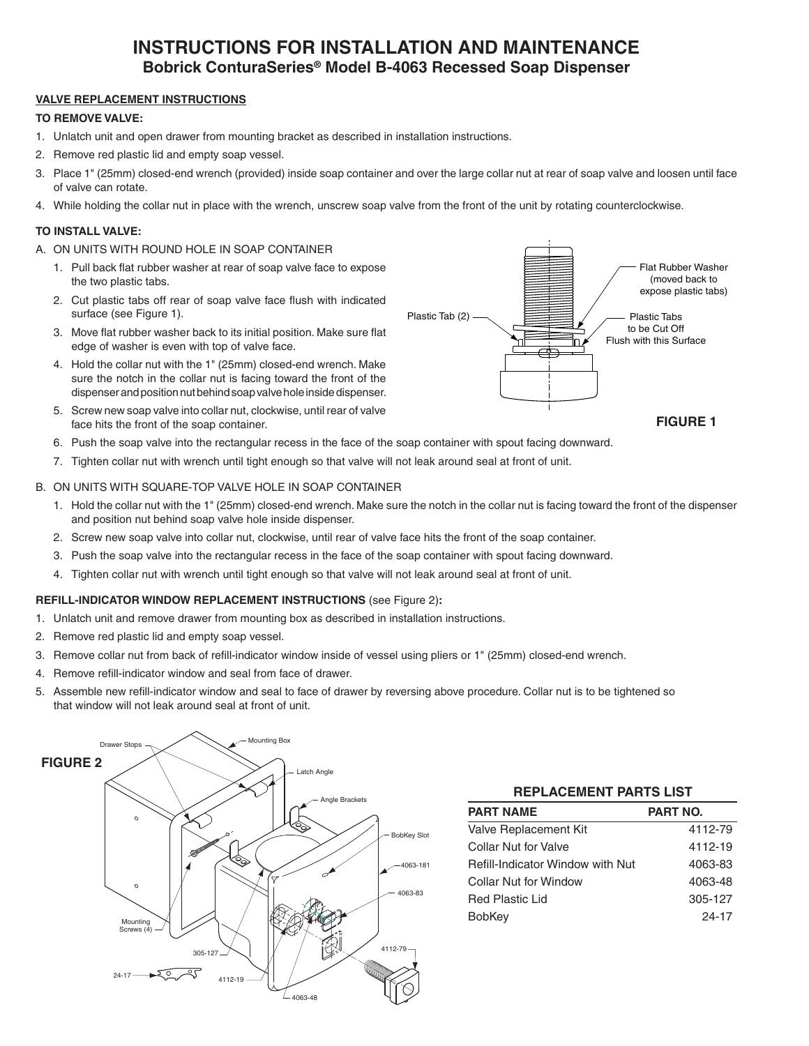# INSTRUCTIONS FOR INSTALLATION AND MAINTENANCE
## Bobrick ConturaSeries® Model B-4063 Recessed Soap Dispenser

**VALVE REPLACEMENT INSTRUCTIONS**

**TO REMOVE VALVE:**

1. Unlatch unit and open drawer from mounting bracket as described in installation instructions.
2. Remove red plastic lid and empty soap vessel.
3. Place 1" (25mm) closed-end wrench (provided) inside soap container and over the large collar nut at rear of soap valve and loosen until face of valve can rotate.
4. While holding the collar nut in place with the wrench, unscrew soap valve from the front of the unit by rotating counterclockwise.

**TO INSTALL VALVE:**

A. ON UNITS WITH ROUND HOLE IN SOAP CONTAINER

1. Pull back flat rubber washer at rear of soap valve face to expose the two plastic tabs.
2. Cut plastic tabs off rear of soap valve face flush with indicated surface (see Figure 1).
3. Move flat rubber washer back to its initial position. Make sure flat edge of washer is even with top of valve face.
4. Hold the collar nut with the 1" (25mm) closed-end wrench. Make sure the notch in the collar nut is facing toward the front of the dispenser and position nut behind soap valve hole inside dispenser.
5. Screw new soap valve into collar nut, clockwise, until rear of valve face hits the front of the soap container.
6. Push the soap valve into the rectangular recess in the face of the soap container with spout facing downward.
7. Tighten collar nut with wrench until tight enough so that valve will not leak around seal at front of unit.

Plastic Tab (2)

Flat Rubber Washer (moved back to expose plastic tabs)

Plastic Tabs to be Cut Off Flush with this Surface

**FIGURE 1**

B. ON UNITS WITH SQUARE-TOP VALVE HOLE IN SOAP CONTAINER

1. Hold the collar nut with the 1" (25mm) closed-end wrench. Make sure the notch in the collar nut is facing toward the front of the dispenser and position nut behind soap valve hole inside dispenser.
2. Screw new soap valve into collar nut, clockwise, until rear of valve face hits the front of the soap container.
3. Push the soap valve into the rectangular recess in the face of the soap container with spout facing downward.
4. Tighten collar nut with wrench until tight enough so that valve will not leak around seal at front of unit.

**REFILL-INDICATOR WINDOW REPLACEMENT INSTRUCTIONS** (see Figure 2)**:**

1. Unlatch unit and remove drawer from mounting box as described in installation instructions.
2. Remove red plastic lid and empty soap vessel.
3. Remove collar nut from back of refill-indicator window inside of vessel using pliers or 1" (25mm) closed-end wrench.
4. Remove refill-indicator window and seal from face of drawer.
5. Assemble new refill-indicator window and seal to face of drawer by reversing above procedure. Collar nut is to be tightened so that window will not leak around seal at front of unit.

**FIGURE 2**

Drawer Stops

Mounting Box

Latch Angle

Angle Brackets

BobKey Slot

4063-181

4063-83

Mounting Screws (4)

305-127

4112-79

24-17

4112-19

4063-48

**REPLACEMENT PARTS LIST**

| PART NAME | PART NO. |
|---|---|
| Valve Replacement Kit | 4112-79 |
| Collar Nut for Valve | 4112-19 |
| Refill-Indicator Window with Nut | 4063-83 |
| Collar Nut for Window | 4063-48 |
| Red Plastic Lid | 305-127 |
| BobKey | 24-17 |